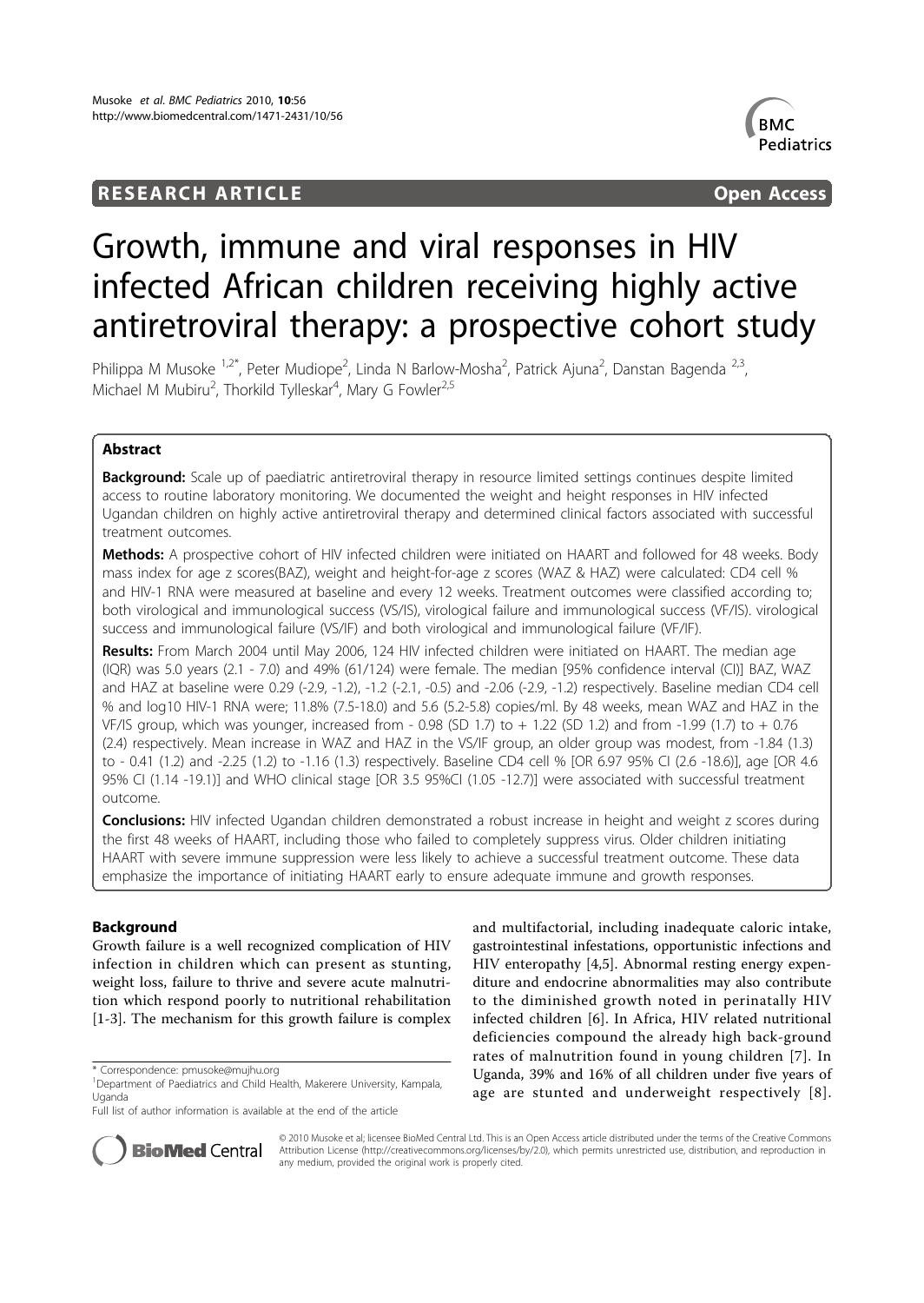**RESEARCH ARTICLE** **Open Access**

# Growth, immune and viral responses in HIV infected African children receiving highly active antiretroviral therapy: a prospective cohort study

Philippa M Musoke [1,2*], Peter Mudiope[2], Linda N Barlow-Mosha[2], Patrick Ajuna[2], Danstan Bagenda [2,3], Michael M Mubiru[2], Thorkild Tylleskar[4], Mary G Fowler[2,5]

## Abstract

**Background:** Scale up of paediatric antiretroviral therapy in resource limited settings continues despite limited access to routine laboratory monitoring. We documented the weight and height responses in HIV infected Ugandan children on highly active antiretroviral therapy and determined clinical factors associated with successful treatment outcomes.

**Methods:** A prospective cohort of HIV infected children were initiated on HAART and followed for 48 weeks. Body mass index for age z scores(BAZ), weight and height-for-age z scores (WAZ & HAZ) were calculated: CD4 cell % and HIV-1 RNA were measured at baseline and every 12 weeks. Treatment outcomes were classified according to; both virological and immunological success (VS/IS), virological failure and immunological success (VF/IS). virological success and immunological failure (VS/IF) and both virological and immunological failure (VF/IF).

**Results:** From March 2004 until May 2006, 124 HIV infected children were initiated on HAART. The median age (IQR) was 5.0 years (2.1 - 7.0) and 49% (61/124) were female. The median [95% confidence interval (CI)] BAZ, WAZ and HAZ at baseline were 0.29 (-2.9, -1.2), -1.2 (-2.1, -0.5) and -2.06 (-2.9, -1.2) respectively. Baseline median CD4 cell % and log10 HIV-1 RNA were; 11.8% (7.5-18.0) and 5.6 (5.2-5.8) copies/ml. By 48 weeks, mean WAZ and HAZ in the VF/IS group, which was younger, increased from - 0.98 (SD 1.7) to + 1.22 (SD 1.2) and from -1.99 (1.7) to + 0.76 (2.4) respectively. Mean increase in WAZ and HAZ in the VS/IF group, an older group was modest, from -1.84 (1.3) to - 0.41 (1.2) and -2.25 (1.2) to -1.16 (1.3) respectively. Baseline CD4 cell % [OR 6.97 95% CI (2.6 -18.6)], age [OR 4.6 95% CI (1.14 -19.1)] and WHO clinical stage [OR 3.5 95%CI (1.05 -12.7)] were associated with successful treatment outcome.

**Conclusions:** HIV infected Ugandan children demonstrated a robust increase in height and weight z scores during the first 48 weeks of HAART, including those who failed to completely suppress virus. Older children initiating HAART with severe immune suppression were less likely to achieve a successful treatment outcome. These data emphasize the importance of initiating HAART early to ensure adequate immune and growth responses.

## Background

Growth failure is a well recognized complication of HIV infection in children which can present as stunting, weight loss, failure to thrive and severe acute malnutrition which respond poorly to nutritional rehabilitation [1-3]. The mechanism for this growth failure is complex and multifactorial, including inadequate caloric intake, gastrointestinal infestations, opportunistic infections and HIV enteropathy [4,5]. Abnormal resting energy expenditure and endocrine abnormalities may also contribute to the diminished growth noted in perinatally HIV infected children [6]. In Africa, HIV related nutritional deficiencies compound the already high back-ground rates of malnutrition found in young children [7]. In Uganda, 39% and 16% of all children under five years of age are stunted and underweight respectively [8].

\* Correspondence: pmusoke@mujhu.org
[1]Department of Paediatrics and Child Health, Makerere University, Kampala, Uganda
Full list of author information is available at the end of the article

© 2010 Musoke et al; licensee BioMed Central Ltd. This is an Open Access article distributed under the terms of the Creative Commons Attribution License (http://creativecommons.org/licenses/by/2.0), which permits unrestricted use, distribution, and reproduction in any medium, provided the original work is properly cited.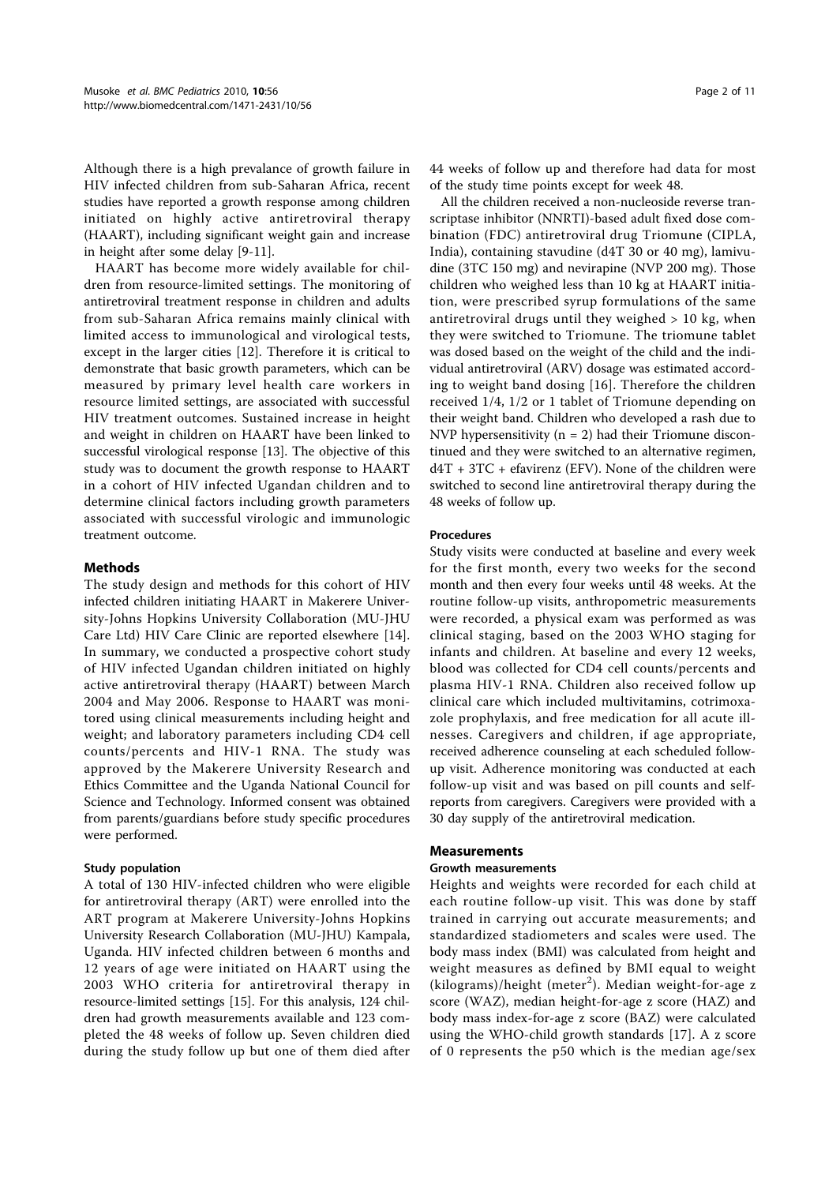Although there is a high prevalance of growth failure in HIV infected children from sub-Saharan Africa, recent studies have reported a growth response among children initiated on highly active antiretroviral therapy (HAART), including significant weight gain and increase in height after some delay [9-11].

HAART has become more widely available for children from resource-limited settings. The monitoring of antiretroviral treatment response in children and adults from sub-Saharan Africa remains mainly clinical with limited access to immunological and virological tests, except in the larger cities [12]. Therefore it is critical to demonstrate that basic growth parameters, which can be measured by primary level health care workers in resource limited settings, are associated with successful HIV treatment outcomes. Sustained increase in height and weight in children on HAART have been linked to successful virological response [13]. The objective of this study was to document the growth response to HAART in a cohort of HIV infected Ugandan children and to determine clinical factors including growth parameters associated with successful virologic and immunologic treatment outcome.

## Methods

The study design and methods for this cohort of HIV infected children initiating HAART in Makerere University-Johns Hopkins University Collaboration (MU-JHU Care Ltd) HIV Care Clinic are reported elsewhere [14]. In summary, we conducted a prospective cohort study of HIV infected Ugandan children initiated on highly active antiretroviral therapy (HAART) between March 2004 and May 2006. Response to HAART was monitored using clinical measurements including height and weight; and laboratory parameters including CD4 cell counts/percents and HIV-1 RNA. The study was approved by the Makerere University Research and Ethics Committee and the Uganda National Council for Science and Technology. Informed consent was obtained from parents/guardians before study specific procedures were performed.

### Study population

A total of 130 HIV-infected children who were eligible for antiretroviral therapy (ART) were enrolled into the ART program at Makerere University-Johns Hopkins University Research Collaboration (MU-JHU) Kampala, Uganda. HIV infected children between 6 months and 12 years of age were initiated on HAART using the 2003 WHO criteria for antiretroviral therapy in resource-limited settings [15]. For this analysis, 124 children had growth measurements available and 123 completed the 48 weeks of follow up. Seven children died during the study follow up but one of them died after 44 weeks of follow up and therefore had data for most of the study time points except for week 48.

All the children received a non-nucleoside reverse transcriptase inhibitor (NNRTI)-based adult fixed dose combination (FDC) antiretroviral drug Triomune (CIPLA, India), containing stavudine (d4T 30 or 40 mg), lamivudine (3TC 150 mg) and nevirapine (NVP 200 mg). Those children who weighed less than 10 kg at HAART initiation, were prescribed syrup formulations of the same antiretroviral drugs until they weighed > 10 kg, when they were switched to Triomune. The triomune tablet was dosed based on the weight of the child and the individual antiretroviral (ARV) dosage was estimated according to weight band dosing [16]. Therefore the children received 1/4, 1/2 or 1 tablet of Triomune depending on their weight band. Children who developed a rash due to NVP hypersensitivity (n = 2) had their Triomune discontinued and they were switched to an alternative regimen, d4T + 3TC + efavirenz (EFV). None of the children were switched to second line antiretroviral therapy during the 48 weeks of follow up.

### Procedures

Study visits were conducted at baseline and every week for the first month, every two weeks for the second month and then every four weeks until 48 weeks. At the routine follow-up visits, anthropometric measurements were recorded, a physical exam was performed as was clinical staging, based on the 2003 WHO staging for infants and children. At baseline and every 12 weeks, blood was collected for CD4 cell counts/percents and plasma HIV-1 RNA. Children also received follow up clinical care which included multivitamins, cotrimoxazole prophylaxis, and free medication for all acute illnesses. Caregivers and children, if age appropriate, received adherence counseling at each scheduled follow-up visit. Adherence monitoring was conducted at each follow-up visit and was based on pill counts and self-reports from caregivers. Caregivers were provided with a 30 day supply of the antiretroviral medication.

## Measurements

### Growth measurements

Heights and weights were recorded for each child at each routine follow-up visit. This was done by staff trained in carrying out accurate measurements; and standardized stadiometers and scales were used. The body mass index (BMI) was calculated from height and weight measures as defined by BMI equal to weight (kilograms)/height (meter$^2$). Median weight-for-age z score (WAZ), median height-for-age z score (HAZ) and body mass index-for-age z score (BAZ) were calculated using the WHO-child growth standards [17]. A z score of 0 represents the p50 which is the median age/sex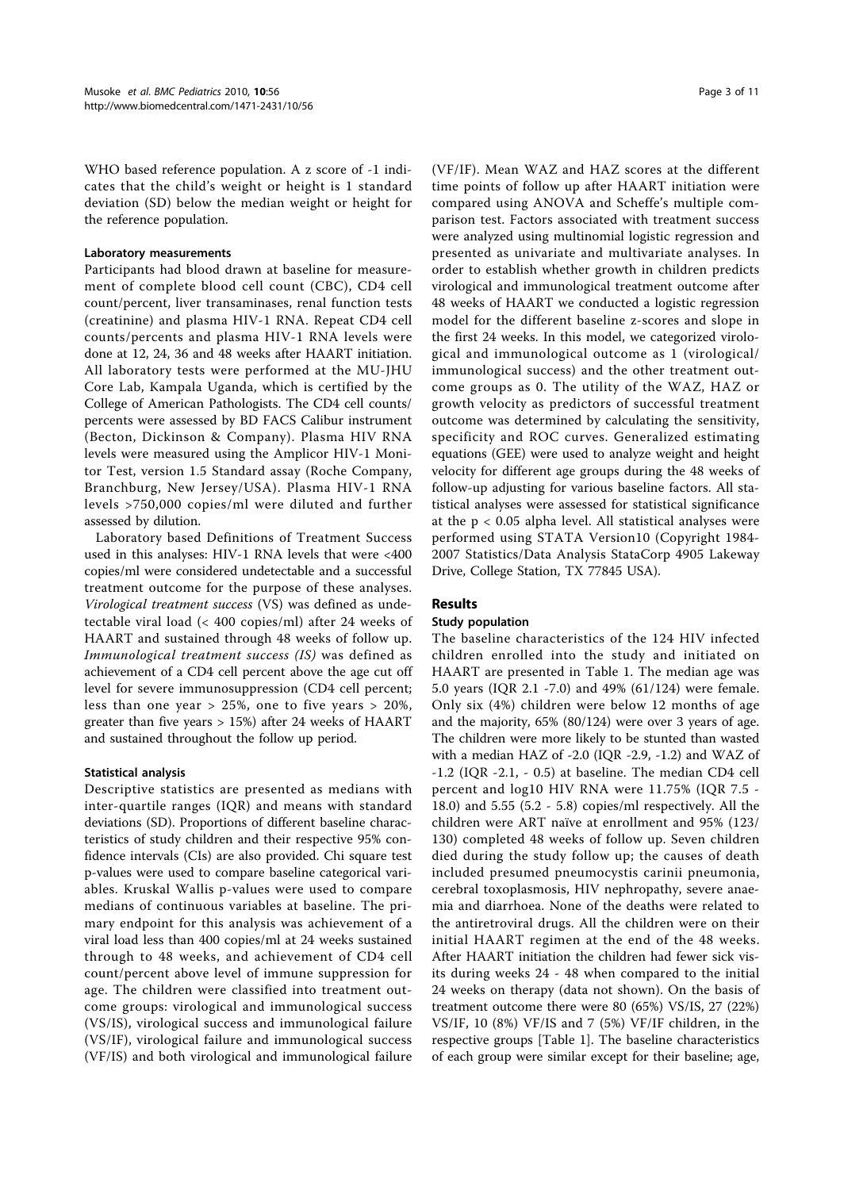WHO based reference population. A z score of -1 indicates that the child's weight or height is 1 standard deviation (SD) below the median weight or height for the reference population.

#### Laboratory measurements

Participants had blood drawn at baseline for measurement of complete blood cell count (CBC), CD4 cell count/percent, liver transaminases, renal function tests (creatinine) and plasma HIV-1 RNA. Repeat CD4 cell counts/percents and plasma HIV-1 RNA levels were done at 12, 24, 36 and 48 weeks after HAART initiation. All laboratory tests were performed at the MU-JHU Core Lab, Kampala Uganda, which is certified by the College of American Pathologists. The CD4 cell counts/percents were assessed by BD FACS Calibur instrument (Becton, Dickinson & Company). Plasma HIV RNA levels were measured using the Amplicor HIV-1 Monitor Test, version 1.5 Standard assay (Roche Company, Branchburg, New Jersey/USA). Plasma HIV-1 RNA levels >750,000 copies/ml were diluted and further assessed by dilution.

Laboratory based Definitions of Treatment Success used in this analyses: HIV-1 RNA levels that were <400 copies/ml were considered undetectable and a successful treatment outcome for the purpose of these analyses. *Virological treatment success* (VS) was defined as undetectable viral load (< 400 copies/ml) after 24 weeks of HAART and sustained through 48 weeks of follow up. *Immunological treatment success (IS)* was defined as achievement of a CD4 cell percent above the age cut off level for severe immunosuppression (CD4 cell percent; less than one year > 25%, one to five years > 20%, greater than five years > 15%) after 24 weeks of HAART and sustained throughout the follow up period.

#### Statistical analysis

Descriptive statistics are presented as medians with inter-quartile ranges (IQR) and means with standard deviations (SD). Proportions of different baseline characteristics of study children and their respective 95% confidence intervals (CIs) are also provided. Chi square test p-values were used to compare baseline categorical variables. Kruskal Wallis p-values were used to compare medians of continuous variables at baseline. The primary endpoint for this analysis was achievement of a viral load less than 400 copies/ml at 24 weeks sustained through to 48 weeks, and achievement of CD4 cell count/percent above level of immune suppression for age. The children were classified into treatment outcome groups: virological and immunological success (VS/IS), virological success and immunological failure (VS/IF), virological failure and immunological success (VF/IS) and both virological and immunological failure (VF/IF). Mean WAZ and HAZ scores at the different time points of follow up after HAART initiation were compared using ANOVA and Scheffe's multiple comparison test. Factors associated with treatment success were analyzed using multinomial logistic regression and presented as univariate and multivariate analyses. In order to establish whether growth in children predicts virological and immunological treatment outcome after 48 weeks of HAART we conducted a logistic regression model for the different baseline z-scores and slope in the first 24 weeks. In this model, we categorized virological and immunological outcome as 1 (virological/immunological success) and the other treatment outcome groups as 0. The utility of the WAZ, HAZ or growth velocity as predictors of successful treatment outcome was determined by calculating the sensitivity, specificity and ROC curves. Generalized estimating equations (GEE) were used to analyze weight and height velocity for different age groups during the 48 weeks of follow-up adjusting for various baseline factors. All statistical analyses were assessed for statistical significance at the $p < 0.05$ alpha level. All statistical analyses were performed using STATA Version10 (Copyright 1984-2007 Statistics/Data Analysis StataCorp 4905 Lakeway Drive, College Station, TX 77845 USA).

## Results

#### Study population

The baseline characteristics of the 124 HIV infected children enrolled into the study and initiated on HAART are presented in Table 1. The median age was 5.0 years (IQR 2.1 -7.0) and 49% (61/124) were female. Only six (4%) children were below 12 months of age and the majority, 65% (80/124) were over 3 years of age. The children were more likely to be stunted than wasted with a median HAZ of -2.0 (IQR -2.9, -1.2) and WAZ of -1.2 (IQR -2.1, - 0.5) at baseline. The median CD4 cell percent and log10 HIV RNA were 11.75% (IQR 7.5 - 18.0) and 5.55 (5.2 - 5.8) copies/ml respectively. All the children were ART naïve at enrollment and 95% (123/130) completed 48 weeks of follow up. Seven children died during the study follow up; the causes of death included presumed pneumocystis carinii pneumonia, cerebral toxoplasmosis, HIV nephropathy, severe anaemia and diarrhoea. None of the deaths were related to the antiretroviral drugs. All the children were on their initial HAART regimen at the end of the 48 weeks. After HAART initiation the children had fewer sick visits during weeks 24 - 48 when compared to the initial 24 weeks on therapy (data not shown). On the basis of treatment outcome there were 80 (65%) VS/IS, 27 (22%) VS/IF, 10 (8%) VF/IS and 7 (5%) VF/IF children, in the respective groups [Table 1]. The baseline characteristics of each group were similar except for their baseline; age,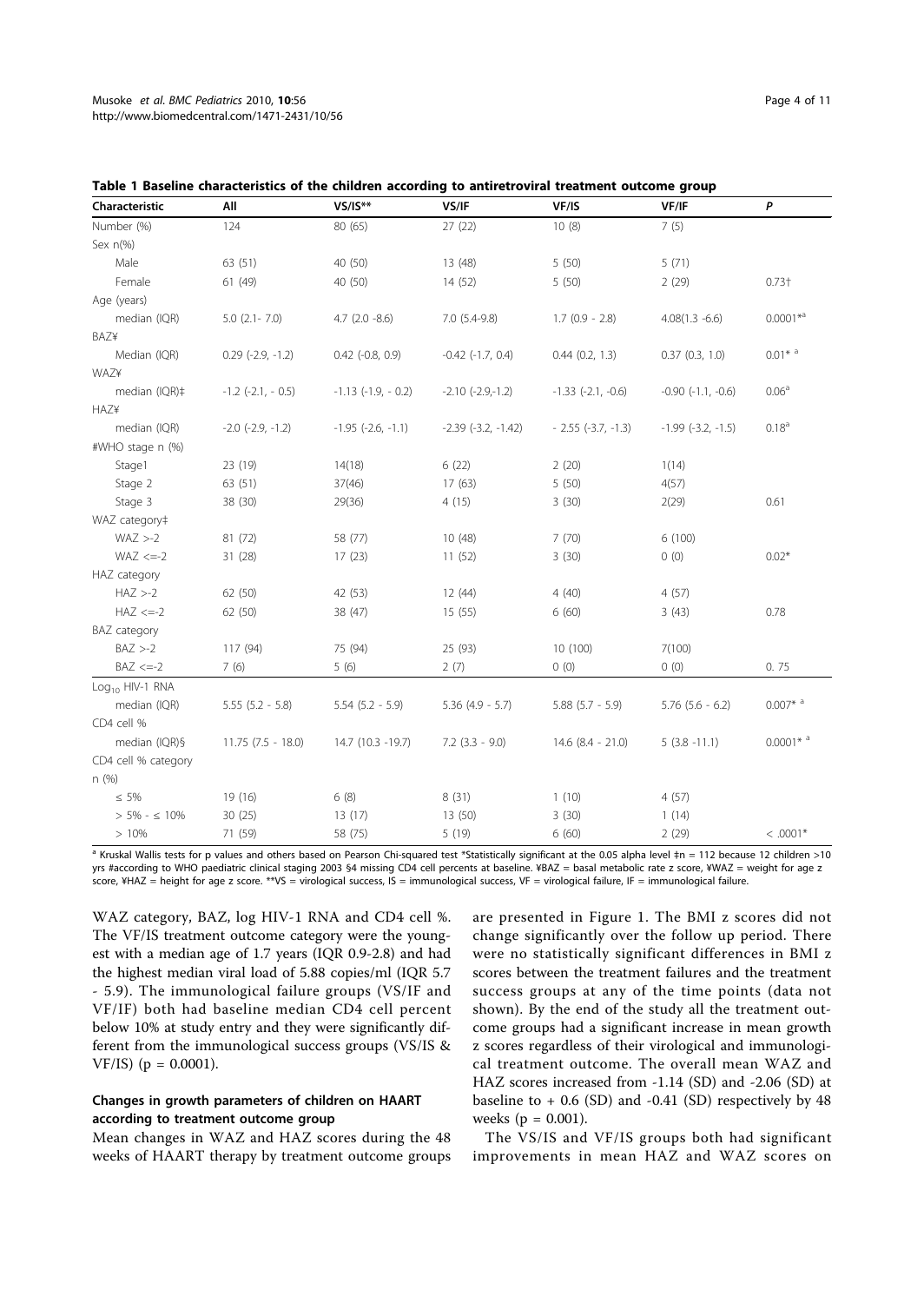**Table 1 Baseline characteristics of the children according to antiretroviral treatment outcome group**

| Characteristic | All | VS/IS** | VS/IF | VF/IS | VF/IF | P |
|---|---|---|---|---|---|---|
| Number (%) | 124 | 80 (65) | 27 (22) | 10 (8) | 7 (5) | |
| Sex n(%) | | | | | | |
| Male | 63 (51) | 40 (50) | 13 (48) | 5 (50) | 5 (71) | |
| Female | 61 (49) | 40 (50) | 14 (52) | 5 (50) | 2 (29) | 0.73† |
| Age (years) | | | | | | |
| median (IQR) | 5.0 (2.1- 7.0) | 4.7 (2.0 -8.6) | 7.0 (5.4-9.8) | 1.7 (0.9 - 2.8) | 4.08(1.3 -6.6) | 0.0001*[a] |
| BAZ¥ | | | | | | |
| Median (IQR) | 0.29 (-2.9, -1.2) | 0.42 (-0.8, 0.9) | -0.42 (-1.7, 0.4) | 0.44 (0.2, 1.3) | 0.37 (0.3, 1.0) | 0.01* [a] |
| WAZ¥ | | | | | | |
| median (IQR)‡ | -1.2 (-2.1, - 0.5) | -1.13 (-1.9, - 0.2) | -2.10 (-2.9,-1.2) | -1.33 (-2.1, -0.6) | -0.90 (-1.1, -0.6) | 0.06[a] |
| HAZ¥ | | | | | | |
| median (IQR) | -2.0 (-2.9, -1.2) | -1.95 (-2.6, -1.1) | -2.39 (-3.2, -1.42) | - 2.55 (-3.7, -1.3) | -1.99 (-3.2, -1.5) | 0.18[a] |
| #WHO stage n (%) | | | | | | |
| Stage1 | 23 (19) | 14(18) | 6 (22) | 2 (20) | 1(14) | |
| Stage 2 | 63 (51) | 37(46) | 17 (63) | 5 (50) | 4(57) | |
| Stage 3 | 38 (30) | 29(36) | 4 (15) | 3 (30) | 2(29) | 0.61 |
| WAZ category‡ | | | | | | |
| WAZ >-2 | 81 (72) | 58 (77) | 10 (48) | 7 (70) | 6 (100) | |
| WAZ <=-2 | 31 (28) | 17 (23) | 11 (52) | 3 (30) | 0 (0) | 0.02* |
| HAZ category | | | | | | |
| HAZ >-2 | 62 (50) | 42 (53) | 12 (44) | 4 (40) | 4 (57) | |
| HAZ <=-2 | 62 (50) | 38 (47) | 15 (55) | 6 (60) | 3 (43) | 0.78 |
| BAZ category | | | | | | |
| BAZ >-2 | 117 (94) | 75 (94) | 25 (93) | 10 (100) | 7(100) | |
| BAZ <=-2 | 7 (6) | 5 (6) | 2 (7) | 0 (0) | 0 (0) | 0. 75 |
| $Log_{10}$ HIV-1 RNA | | | | | | |
| median (IQR) | 5.55 (5.2 - 5.8) | 5.54 (5.2 - 5.9) | 5.36 (4.9 - 5.7) | 5.88 (5.7 - 5.9) | 5.76 (5.6 - 6.2) | 0.007* [a] |
| CD4 cell % | | | | | | |
| median (IQR)§ | 11.75 (7.5 - 18.0) | 14.7 (10.3 -19.7) | 7.2 (3.3 - 9.0) | 14.6 (8.4 - 21.0) | 5 (3.8 -11.1) | 0.0001* [a] |
| CD4 cell % category n (%) | | | | | | |
| ≤ 5% | 19 (16) | 6 (8) | 8 (31) | 1 (10) | 4 (57) | |
| > 5% - ≤ 10% | 30 (25) | 13 (17) | 13 (50) | 3 (30) | 1 (14) | |
| > 10% | 71 (59) | 58 (75) | 5 (19) | 6 (60) | 2 (29) | < .0001* |

[a] Kruskal Wallis tests for p values and others based on Pearson Chi-squared test *Statistically significant at the 0.05 alpha level ‡n = 112 because 12 children >10 yrs #according to WHO paediatric clinical staging 2003 §4 missing CD4 cell percents at baseline. ¥BAZ = basal metabolic rate z score, ¥WAZ = weight for age z score, ¥HAZ = height for age z score. **VS = virological success, IS = immunological success, VF = virological failure, IF = immunological failure.

WAZ category, BAZ, log HIV-1 RNA and CD4 cell %. The VF/IS treatment outcome category were the youngest with a median age of 1.7 years (IQR 0.9-2.8) and had the highest median viral load of 5.88 copies/ml (IQR 5.7 - 5.9). The immunological failure groups (VS/IF and VF/IF) both had baseline median CD4 cell percent below 10% at study entry and they were significantly different from the immunological success groups (VS/IS & VF/IS) (p = 0.0001).

### Changes in growth parameters of children on HAART according to treatment outcome group

Mean changes in WAZ and HAZ scores during the 48 weeks of HAART therapy by treatment outcome groups are presented in Figure 1. The BMI z scores did not change significantly over the follow up period. There were no statistically significant differences in BMI z scores between the treatment failures and the treatment success groups at any of the time points (data not shown). By the end of the study all the treatment outcome groups had a significant increase in mean growth z scores regardless of their virological and immunological treatment outcome. The overall mean WAZ and HAZ scores increased from -1.14 (SD) and -2.06 (SD) at baseline to + 0.6 (SD) and -0.41 (SD) respectively by 48 weeks (p = 0.001).

The VS/IS and VF/IS groups both had significant improvements in mean HAZ and WAZ scores on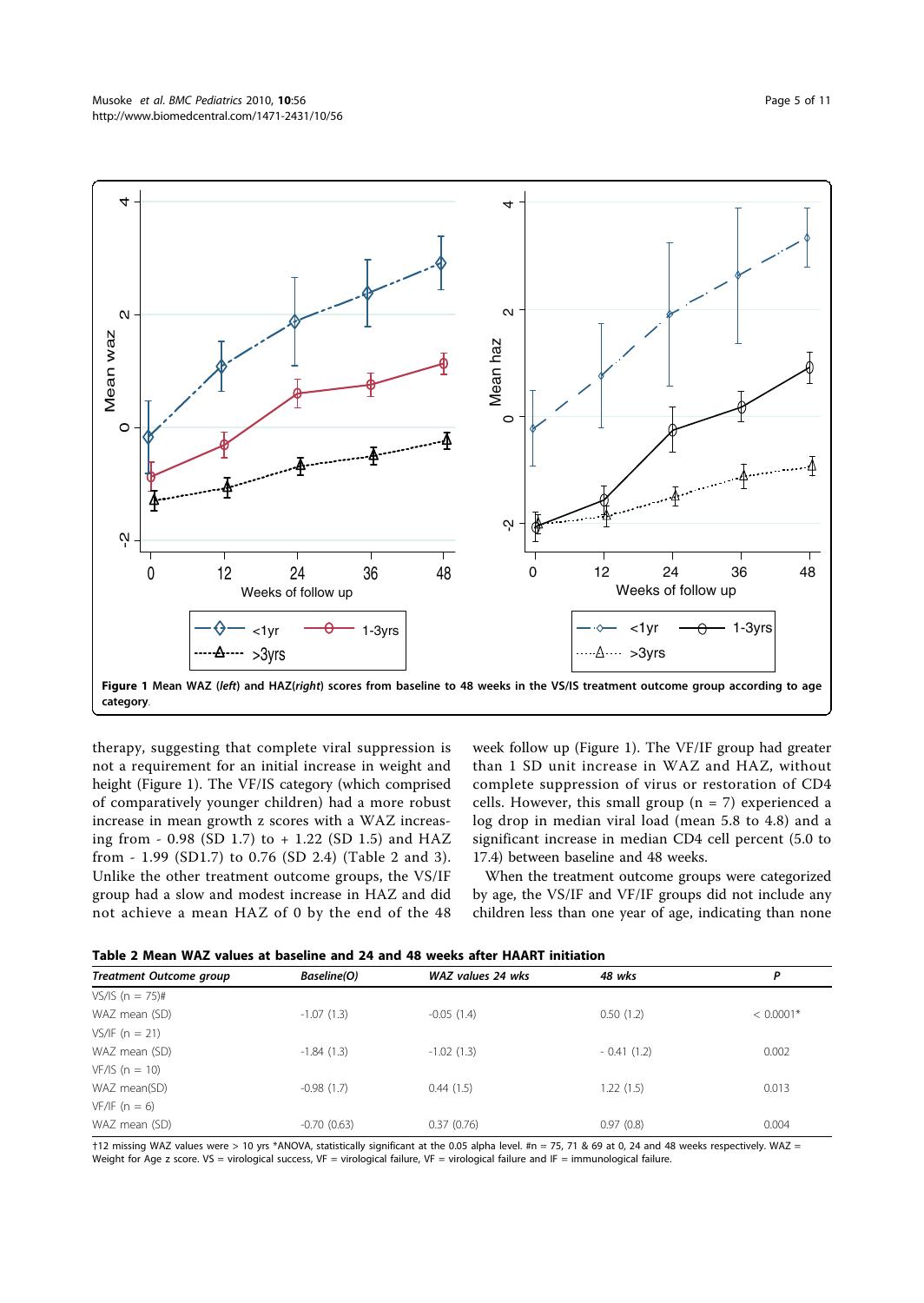**Figure 1 Mean WAZ (*left*) and HAZ(*right*) scores from baseline to 48 weeks in the VS/IS treatment outcome group according to age category**.

therapy, suggesting that complete viral suppression is not a requirement for an initial increase in weight and height (Figure 1). The VF/IS category (which comprised of comparatively younger children) had a more robust increase in mean growth z scores with a WAZ increasing from - 0.98 (SD 1.7) to + 1.22 (SD 1.5) and HAZ from - 1.99 (SD1.7) to 0.76 (SD 2.4) (Table 2 and 3). Unlike the other treatment outcome groups, the VS/IF group had a slow and modest increase in HAZ and did not achieve a mean HAZ of 0 by the end of the 48 week follow up (Figure 1). The VF/IF group had greater than 1 SD unit increase in WAZ and HAZ, without complete suppression of virus or restoration of CD4 cells. However, this small group (n = 7) experienced a log drop in median viral load (mean 5.8 to 4.8) and a significant increase in median CD4 cell percent (5.0 to 17.4) between baseline and 48 weeks.

When the treatment outcome groups were categorized by age, the VS/IF and VF/IF groups did not include any children less than one year of age, indicating than none

**Table 2 Mean WAZ values at baseline and 24 and 48 weeks after HAART initiation**

| *Treatment Outcome group* | *Baseline(O)* | *WAZ values 24 wks* | *48 wks* | *P* |
|---|---|---|---|---|
| VS/IS (n = 75)# | | | | |
| WAZ mean (SD) | -1.07 (1.3) | -0.05 (1.4) | 0.50 (1.2) | < 0.0001* |
| VS/IF (n = 21) | | | | |
| WAZ mean (SD) | -1.84 (1.3) | -1.02 (1.3) | - 0.41 (1.2) | 0.002 |
| VF/IS (n = 10) | | | | |
| WAZ mean(SD) | -0.98 (1.7) | 0.44 (1.5) | 1.22 (1.5) | 0.013 |
| VF/IF (n = 6) | | | | |
| WAZ mean (SD) | -0.70 (0.63) | 0.37 (0.76) | 0.97 (0.8) | 0.004 |

†12 missing WAZ values were > 10 yrs *ANOVA, statistically significant at the 0.05 alpha level. #n = 75, 71 & 69 at 0, 24 and 48 weeks respectively. WAZ = Weight for Age z score. VS = virological success, VF = virological failure, VF = virological failure and IF = immunological failure.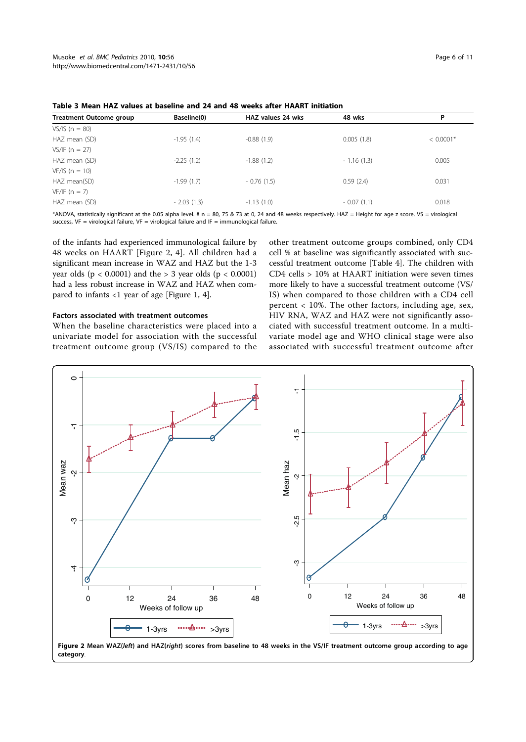**Table 3 Mean HAZ values at baseline and 24 and 48 weeks after HAART initiation**

| Treatment Outcome group | Baseline(0) | HAZ values 24 wks | 48 wks | P |
|---|---|---|---|---|
| VS/IS (n = 80) | | | | |
| HAZ mean (SD) | -1.95 (1.4) | -0.88 (1.9) | 0.005 (1.8) | < 0.0001* |
| VS/IF (n = 27) | | | | |
| HAZ mean (SD) | -2.25 (1.2) | -1.88 (1.2) | - 1.16 (1.3) | 0.005 |
| VF/IS (n = 10) | | | | |
| HAZ mean(SD) | -1.99 (1.7) | - 0.76 (1.5) | 0.59 (2.4) | 0.031 |
| VF/IF (n = 7) | | | | |
| HAZ mean (SD) | - 2.03 (1.3) | -1.13 (1.0) | - 0.07 (1.1) | 0.018 |

*ANOVA, statistically significant at the 0.05 alpha level. # n = 80, 75 & 73 at 0, 24 and 48 weeks respectively. HAZ = Height for age z score. VS = virological success, VF = virological failure, VF = virological failure and IF = immunological failure.

of the infants had experienced immunological failure by 48 weeks on HAART [Figure 2, 4]. All children had a significant mean increase in WAZ and HAZ but the 1-3 year olds ($p < 0.0001$) and the > 3 year olds ($p < 0.0001$) had a less robust increase in WAZ and HAZ when compared to infants <1 year of age [Figure 1, 4].

### Factors associated with treatment outcomes

When the baseline characteristics were placed into a univariate model for association with the successful treatment outcome group (VS/IS) compared to the other treatment outcome groups combined, only CD4 cell % at baseline was significantly associated with successful treatment outcome [Table 4]. The children with CD4 cells > 10% at HAART initiation were seven times more likely to have a successful treatment outcome (VS/IS) when compared to those children with a CD4 cell percent < 10%. The other factors, including age, sex, HIV RNA, WAZ and HAZ were not significantly associated with successful treatment outcome. In a multivariate model age and WHO clinical stage were also associated with successful treatment outcome after

**Figure 2** Mean WAZ(*left*) and HAZ(*right*) scores from baseline to 48 weeks in the VS/IF treatment outcome group according to age category.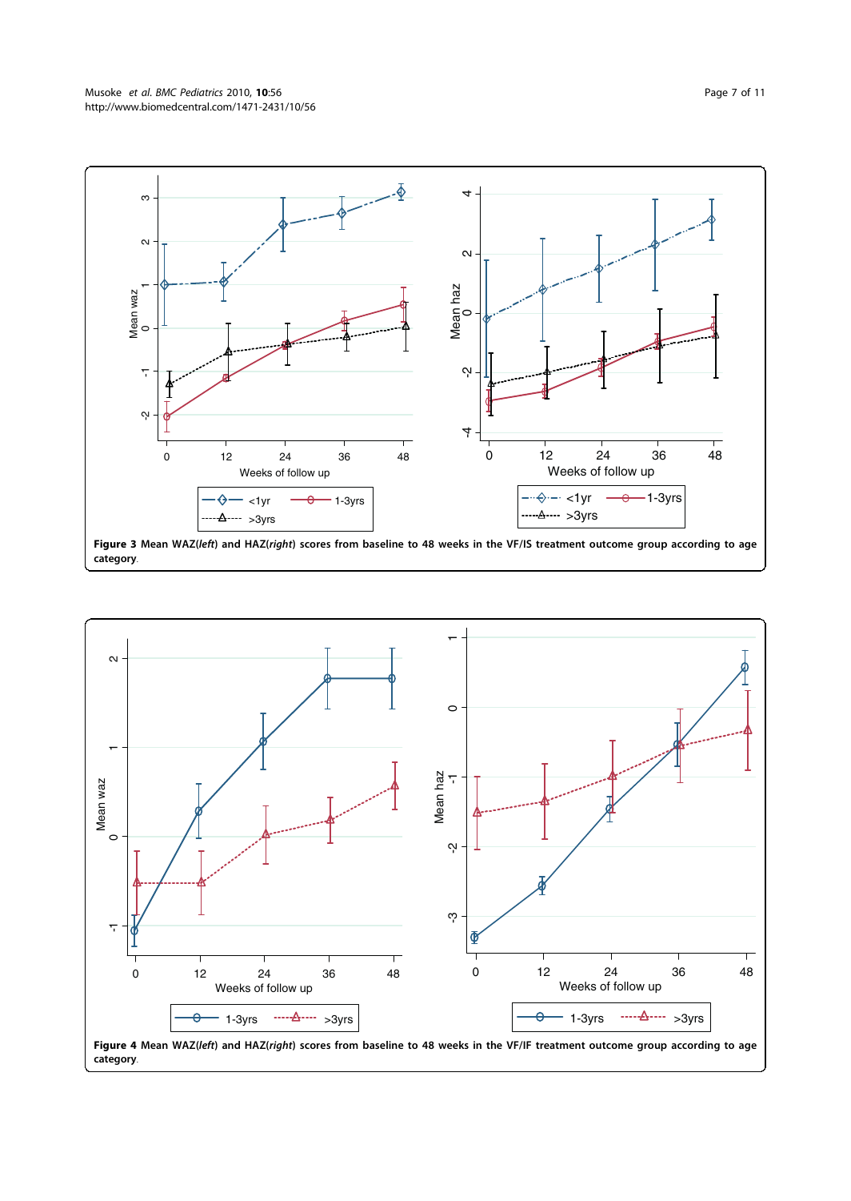**Figure 3** Mean WAZ(*left*) and HAZ(*right*) scores from baseline to 48 weeks in the VF/IS treatment outcome group according to age category.

**Figure 4** Mean WAZ(*left*) and HAZ(*right*) scores from baseline to 48 weeks in the VF/IF treatment outcome group according to age category.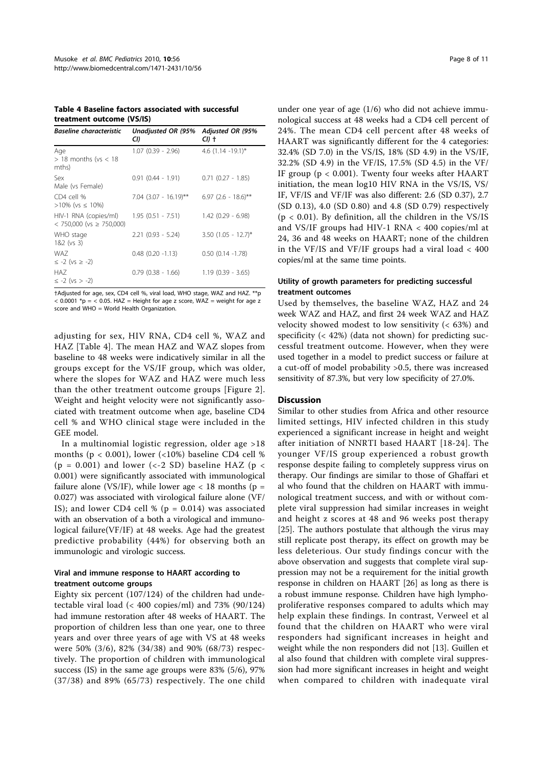**Table 4 Baseline factors associated with successful treatment outcome (VS/IS)**

| Baseline characteristic | Unadjusted OR (95% CI) | Adjusted OR (95% CI) † |
|---|---|---|
| Age<br>> 18 months (vs < 18 mths) | 1.07 (0.39 - 2.96) | 4.6 (1.14 -19.1)* |
| Sex<br>Male (vs Female) | 0.91 (0.44 - 1.91) | 0.71 (0.27 - 1.85) |
| CD4 cell %<br>>10% (vs ≤ 10%) | 7.04 (3.07 - 16.19)** | 6.97 (2.6 - 18.6)** |
| HIV-1 RNA (copies/ml)<br>< 750,000 (vs ≥ 750,000) | 1.95 (0.51 - 7.51) | 1.42 (0.29 - 6.98) |
| WHO stage<br>1&2 (vs 3) | 2.21 (0.93 - 5.24) | 3.50 (1.05 - 12.7)* |
| WAZ<br>≤ -2 (vs ≥ -2) | 0.48 (0.20 -1.13) | 0.50 (0.14 -1.78) |
| HAZ<br>≤ -2 (vs > -2) | 0.79 (0.38 - 1.66) | 1.19 (0.39 - 3.65) |

†Adjusted for age, sex, CD4 cell %, viral load, WHO stage, WAZ and HAZ. **p < 0.0001 *p = < 0.05. HAZ = Height for age z score, WAZ = weight for age z score and WHO = World Health Organization.

adjusting for sex, HIV RNA, CD4 cell %, WAZ and HAZ [Table 4]. The mean HAZ and WAZ slopes from baseline to 48 weeks were indicatively similar in all the groups except for the VS/IF group, which was older, where the slopes for WAZ and HAZ were much less than the other treatment outcome groups [Figure 2]. Weight and height velocity were not significantly associated with treatment outcome when age, baseline CD4 cell % and WHO clinical stage were included in the GEE model.

In a multinomial logistic regression, older age >18 months ($p < 0.001$), lower (<10%) baseline CD4 cell % ($p = 0.001$) and lower (<-2 SD) baseline HAZ ($p < 0.001$) were significantly associated with immunological failure alone (VS/IF), while lower age < 18 months ($p = 0.027$) was associated with virological failure alone (VF/IS); and lower CD4 cell % ($p = 0.014$) was associated with an observation of a both a virological and immunological failure(VF/IF) at 48 weeks. Age had the greatest predictive probability (44%) for observing both an immunologic and virologic success.

### Viral and immune response to HAART according to treatment outcome groups

Eighty six percent (107/124) of the children had undetectable viral load (< 400 copies/ml) and 73% (90/124) had immune restoration after 48 weeks of HAART. The proportion of children less than one year, one to three years and over three years of age with VS at 48 weeks were 50% (3/6), 82% (34/38) and 90% (68/73) respectively. The proportion of children with immunological success (IS) in the same age groups were 83% (5/6), 97% (37/38) and 89% (65/73) respectively. The one child under one year of age (1/6) who did not achieve immunological success at 48 weeks had a CD4 cell percent of 24%. The mean CD4 cell percent after 48 weeks of HAART was significantly different for the 4 categories: 32.4% (SD 7.0) in the VS/IS, 18% (SD 4.9) in the VS/IF, 32.2% (SD 4.9) in the VF/IS, 17.5% (SD 4.5) in the VF/IF group ($p < 0.001$). Twenty four weeks after HAART initiation, the mean log10 HIV RNA in the VS/IS, VS/IF, VF/IS and VF/IF was also different: 2.6 (SD 0.37), 2.7 (SD 0.13), 4.0 (SD 0.80) and 4.8 (SD 0.79) respectively ($p < 0.01$). By definition, all the children in the VS/IS and VS/IF groups had HIV-1 RNA < 400 copies/ml at 24, 36 and 48 weeks on HAART; none of the children in the VF/IS and VF/IF groups had a viral load < 400 copies/ml at the same time points.

### Utility of growth parameters for predicting successful treatment outcomes

Used by themselves, the baseline WAZ, HAZ and 24 week WAZ and HAZ, and first 24 week WAZ and HAZ velocity showed modest to low sensitivity (< 63%) and specificity (< 42%) (data not shown) for predicting successful treatment outcome. However, when they were used together in a model to predict success or failure at a cut-off of model probability >0.5, there was increased sensitivity of 87.3%, but very low specificity of 27.0%.

## Discussion

Similar to other studies from Africa and other resource limited settings, HIV infected children in this study experienced a significant increase in height and weight after initiation of NNRTI based HAART [18-24]. The younger VF/IS group experienced a robust growth response despite failing to completely suppress virus on therapy. Our findings are similar to those of Ghaffari et al who found that the children on HAART with immunological treatment success, and with or without complete viral suppression had similar increases in weight and height z scores at 48 and 96 weeks post therapy [25]. The authors postulate that although the virus may still replicate post therapy, its effect on growth may be less deleterious. Our study findings concur with the above observation and suggests that complete viral suppression may not be a requirement for the initial growth response in children on HAART [26] as long as there is a robust immune response. Children have high lymphoproliferative responses compared to adults which may help explain these findings. In contrast, Verweel et al found that the children on HAART who were viral responders had significant increases in height and weight while the non responders did not [13]. Guillen et al also found that children with complete viral suppression had more significant increases in height and weight when compared to children with inadequate viral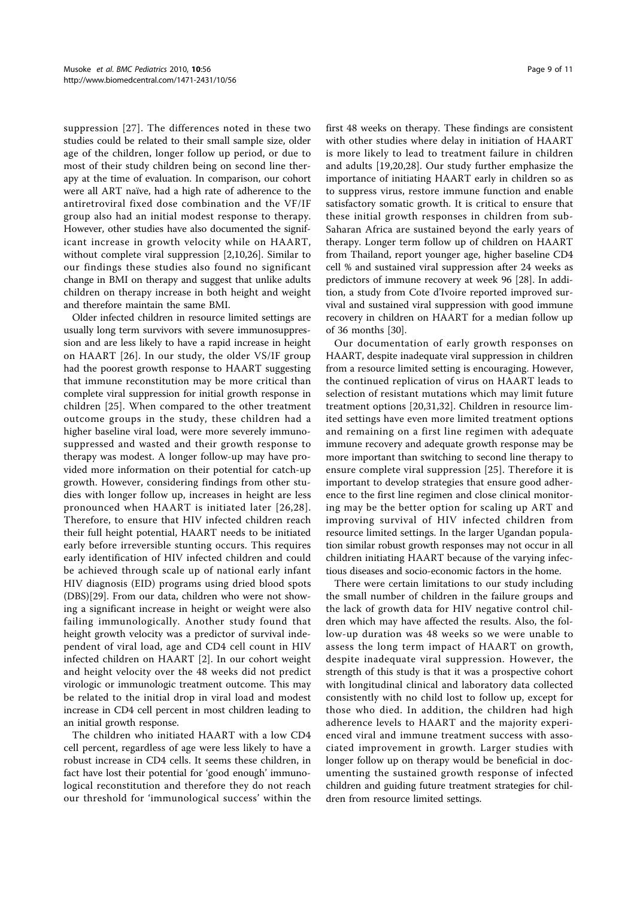suppression [27]. The differences noted in these two studies could be related to their small sample size, older age of the children, longer follow up period, or due to most of their study children being on second line therapy at the time of evaluation. In comparison, our cohort were all ART naïve, had a high rate of adherence to the antiretroviral fixed dose combination and the VF/IF group also had an initial modest response to therapy. However, other studies have also documented the significant increase in growth velocity while on HAART, without complete viral suppression [2,10,26]. Similar to our findings these studies also found no significant change in BMI on therapy and suggest that unlike adults children on therapy increase in both height and weight and therefore maintain the same BMI.

Older infected children in resource limited settings are usually long term survivors with severe immunosuppression and are less likely to have a rapid increase in height on HAART [26]. In our study, the older VS/IF group had the poorest growth response to HAART suggesting that immune reconstitution may be more critical than complete viral suppression for initial growth response in children [25]. When compared to the other treatment outcome groups in the study, these children had a higher baseline viral load, were more severely immunosuppressed and wasted and their growth response to therapy was modest. A longer follow-up may have provided more information on their potential for catch-up growth. However, considering findings from other studies with longer follow up, increases in height are less pronounced when HAART is initiated later [26,28]. Therefore, to ensure that HIV infected children reach their full height potential, HAART needs to be initiated early before irreversible stunting occurs. This requires early identification of HIV infected children and could be achieved through scale up of national early infant HIV diagnosis (EID) programs using dried blood spots (DBS)[29]. From our data, children who were not showing a significant increase in height or weight were also failing immunologically. Another study found that height growth velocity was a predictor of survival independent of viral load, age and CD4 cell count in HIV infected children on HAART [2]. In our cohort weight and height velocity over the 48 weeks did not predict virologic or immunologic treatment outcome. This may be related to the initial drop in viral load and modest increase in CD4 cell percent in most children leading to an initial growth response.

The children who initiated HAART with a low CD4 cell percent, regardless of age were less likely to have a robust increase in CD4 cells. It seems these children, in fact have lost their potential for 'good enough' immunological reconstitution and therefore they do not reach our threshold for 'immunological success' within the first 48 weeks on therapy. These findings are consistent with other studies where delay in initiation of HAART is more likely to lead to treatment failure in children and adults [19,20,28]. Our study further emphasize the importance of initiating HAART early in children so as to suppress virus, restore immune function and enable satisfactory somatic growth. It is critical to ensure that these initial growth responses in children from sub-Saharan Africa are sustained beyond the early years of therapy. Longer term follow up of children on HAART from Thailand, report younger age, higher baseline CD4 cell % and sustained viral suppression after 24 weeks as predictors of immune recovery at week 96 [28]. In addition, a study from Cote d'Ivoire reported improved survival and sustained viral suppression with good immune recovery in children on HAART for a median follow up of 36 months [30].

Our documentation of early growth responses on HAART, despite inadequate viral suppression in children from a resource limited setting is encouraging. However, the continued replication of virus on HAART leads to selection of resistant mutations which may limit future treatment options [20,31,32]. Children in resource limited settings have even more limited treatment options and remaining on a first line regimen with adequate immune recovery and adequate growth response may be more important than switching to second line therapy to ensure complete viral suppression [25]. Therefore it is important to develop strategies that ensure good adherence to the first line regimen and close clinical monitoring may be the better option for scaling up ART and improving survival of HIV infected children from resource limited settings. In the larger Ugandan population similar robust growth responses may not occur in all children initiating HAART because of the varying infectious diseases and socio-economic factors in the home.

There were certain limitations to our study including the small number of children in the failure groups and the lack of growth data for HIV negative control children which may have affected the results. Also, the follow-up duration was 48 weeks so we were unable to assess the long term impact of HAART on growth, despite inadequate viral suppression. However, the strength of this study is that it was a prospective cohort with longitudinal clinical and laboratory data collected consistently with no child lost to follow up, except for those who died. In addition, the children had high adherence levels to HAART and the majority experienced viral and immune treatment success with associated improvement in growth. Larger studies with longer follow up on therapy would be beneficial in documenting the sustained growth response of infected children and guiding future treatment strategies for children from resource limited settings.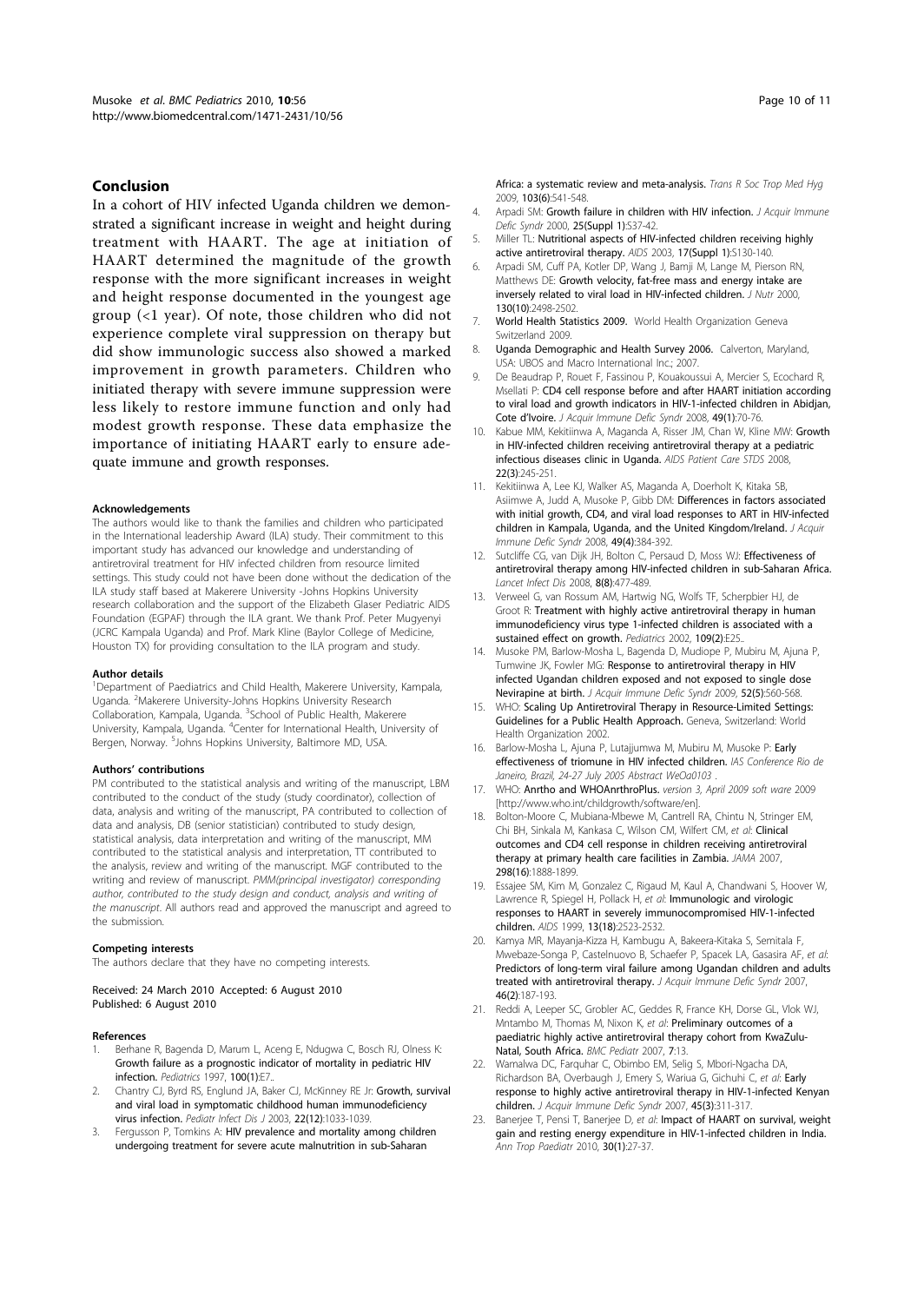## Conclusion

In a cohort of HIV infected Uganda children we demonstrated a significant increase in weight and height during treatment with HAART. The age at initiation of HAART determined the magnitude of the growth response with the more significant increases in weight and height response documented in the youngest age group (<1 year). Of note, those children who did not experience complete viral suppression on therapy but did show immunologic success also showed a marked improvement in growth parameters. Children who initiated therapy with severe immune suppression were less likely to restore immune function and only had modest growth response. These data emphasize the importance of initiating HAART early to ensure adequate immune and growth responses.

#### Acknowledgements

The authors would like to thank the families and children who participated in the International leadership Award (ILA) study. Their commitment to this important study has advanced our knowledge and understanding of antiretroviral treatment for HIV infected children from resource limited settings. This study could not have been done without the dedication of the ILA study staff based at Makerere University -Johns Hopkins University research collaboration and the support of the Elizabeth Glaser Pediatric AIDS Foundation (EGPAF) through the ILA grant. We thank Prof. Peter Mugyenyi (JCRC Kampala Uganda) and Prof. Mark Kline (Baylor College of Medicine, Houston TX) for providing consultation to the ILA program and study.

#### Author details

[1]Department of Paediatrics and Child Health, Makerere University, Kampala, Uganda. [2]Makerere University-Johns Hopkins University Research Collaboration, Kampala, Uganda. [3]School of Public Health, Makerere University, Kampala, Uganda. [4]Center for International Health, University of Bergen, Norway. [5]Johns Hopkins University, Baltimore MD, USA.

#### Authors' contributions

PM contributed to the statistical analysis and writing of the manuscript, LBM contributed to the conduct of the study (study coordinator), collection of data, analysis and writing of the manuscript, PA contributed to collection of data and analysis, DB (senior statistician) contributed to study design, statistical analysis, data interpretation and writing of the manuscript, MM contributed to the statistical analysis and interpretation, TT contributed to the analysis, review and writing of the manuscript. MGF contributed to the writing and review of manuscript. *PMM(principal investigator) corresponding author, contributed to the study design and conduct, analysis and writing of the manuscript*. All authors read and approved the manuscript and agreed to the submission.

#### Competing interests

The authors declare that they have no competing interests.

Received: 24 March 2010 Accepted: 6 August 2010
Published: 6 August 2010

#### References

1. Berhane R, Bagenda D, Marum L, Aceng E, Ndugwa C, Bosch RJ, Olness K: **Growth failure as a prognostic indicator of mortality in pediatric HIV infection.** *Pediatrics* 1997, **100(1)**:E7..
2. Chantry CJ, Byrd RS, Englund JA, Baker CJ, McKinney RE Jr: **Growth, survival and viral load in symptomatic childhood human immunodeficiency virus infection.** *Pediatr Infect Dis J* 2003, **22(12)**:1033-1039.
3. Fergusson P, Tomkins A: **HIV prevalence and mortality among children undergoing treatment for severe acute malnutrition in sub-Saharan Africa: a systematic review and meta-analysis.** *Trans R Soc Trop Med Hyg* 2009, **103(6)**:541-548.
4. Arpadi SM: **Growth failure in children with HIV infection.** *J Acquir Immune Defic Syndr* 2000, **25(Suppl 1)**:S37-42.
5. Miller TL: **Nutritional aspects of HIV-infected children receiving highly active antiretroviral therapy.** *AIDS* 2003, **17(Suppl 1)**:S130-140.
6. Arpadi SM, Cuff PA, Kotler DP, Wang J, Bamji M, Lange M, Pierson RN, Matthews DE: **Growth velocity, fat-free mass and energy intake are inversely related to viral load in HIV-infected children.** *J Nutr* 2000, **130(10)**:2498-2502.
7. **World Health Statistics 2009.** World Health Organization Geneva Switzerland 2009.
8. **Uganda Demographic and Health Survey 2006.** Calverton, Maryland, USA: UBOS and Macro International Inc.; 2007.
9. De Beaudrap P, Rouet F, Fassinou P, Kouakoussui A, Mercier S, Ecochard R, Msellati P: **CD4 cell response before and after HAART initiation according to viral load and growth indicators in HIV-1-infected children in Abidjan, Cote d'Ivoire.** *J Acquir Immune Defic Syndr* 2008, **49(1)**:70-76.
10. Kabue MM, Kekitiinwa A, Maganda A, Risser JM, Chan W, Kline MW: **Growth in HIV-infected children receiving antiretroviral therapy at a pediatric infectious diseases clinic in Uganda.** *AIDS Patient Care STDS* 2008, **22(3)**:245-251.
11. Kekitiinwa A, Lee KJ, Walker AS, Maganda A, Doerholt K, Kitaka SB, Asiimwe A, Judd A, Musoke P, Gibb DM: **Differences in factors associated with initial growth, CD4, and viral load responses to ART in HIV-infected children in Kampala, Uganda, and the United Kingdom/Ireland.** *J Acquir Immune Defic Syndr* 2008, **49(4)**:384-392.
12. Sutcliffe CG, van Dijk JH, Bolton C, Persaud D, Moss WJ: **Effectiveness of antiretroviral therapy among HIV-infected children in sub-Saharan Africa.** *Lancet Infect Dis* 2008, **8(8)**:477-489.
13. Verweel G, van Rossum AM, Hartwig NG, Wolfs TF, Scherpbier HJ, de Groot R: **Treatment with highly active antiretroviral therapy in human immunodeficiency virus type 1-infected children is associated with a sustained effect on growth.** *Pediatrics* 2002, **109(2)**:E25..
14. Musoke PM, Barlow-Mosha L, Bagenda D, Mudiope P, Mubiru M, Ajuna P, Tumwine JK, Fowler MG: **Response to antiretroviral therapy in HIV infected Ugandan children exposed and not exposed to single dose Nevirapine at birth.** *J Acquir Immune Defic Syndr* 2009, **52(5)**:560-568.
15. WHO: **Scaling Up Antiretroviral Therapy in Resource-Limited Settings: Guidelines for a Public Health Approach.** Geneva, Switzerland: World Health Organization 2002.
16. Barlow-Mosha L, Ajuna P, Lutajjumwa M, Mubiru M, Musoke P: **Early effectiveness of triomune in HIV infected children.** *IAS Conference Rio de Janeiro, Brazil, 24-27 July 2005 Abstract WeOa0103* .
17. WHO: **Anrtho and WHOAnrthroPlus.** *version 3, April 2009 soft ware* 2009 [http://www.who.int/childgrowth/software/en].
18. Bolton-Moore C, Mubiana-Mbewe M, Cantrell RA, Chintu N, Stringer EM, Chi BH, Sinkala M, Kankasa C, Wilson CM, Wilfert CM, *et al*: **Clinical outcomes and CD4 cell response in children receiving antiretroviral therapy at primary health care facilities in Zambia.** *JAMA* 2007, **298(16)**:1888-1899.
19. Essajee SM, Kim M, Gonzalez C, Rigaud M, Kaul A, Chandwani S, Hoover W, Lawrence R, Spiegel H, Pollack H, *et al*: **Immunologic and virologic responses to HAART in severely immunocompromised HIV-1-infected children.** *AIDS* 1999, **13(18)**:2523-2532.
20. Kamya MR, Mayanja-Kizza H, Kambugu A, Bakeera-Kitaka S, Semitala F, Mwebaze-Songa P, Castelnuovo B, Schaefer P, Spacek LA, Gasasira AF, *et al*: **Predictors of long-term viral failure among Ugandan children and adults treated with antiretroviral therapy.** *J Acquir Immune Defic Syndr* 2007, **46(2)**:187-193.
21. Reddi A, Leeper SC, Grobler AC, Geddes R, France KH, Dorse GL, Vlok WJ, Mntambo M, Thomas M, Nixon K, *et al*: **Preliminary outcomes of a paediatric highly active antiretroviral therapy cohort from KwaZulu-Natal, South Africa.** *BMC Pediatr* 2007, **7**:13.
22. Wamalwa DC, Farquhar C, Obimbo EM, Selig S, Mbori-Ngacha DA, Richardson BA, Overbaugh J, Emery S, Wariua G, Gichuhi C, *et al*: **Early response to highly active antiretroviral therapy in HIV-1-infected Kenyan children.** *J Acquir Immune Defic Syndr* 2007, **45(3)**:311-317.
23. Banerjee T, Pensi T, Banerjee D, *et al*: **Impact of HAART on survival, weight gain and resting energy expenditure in HIV-1-infected children in India.** *Ann Trop Paediatr* 2010, **30(1)**:27-37.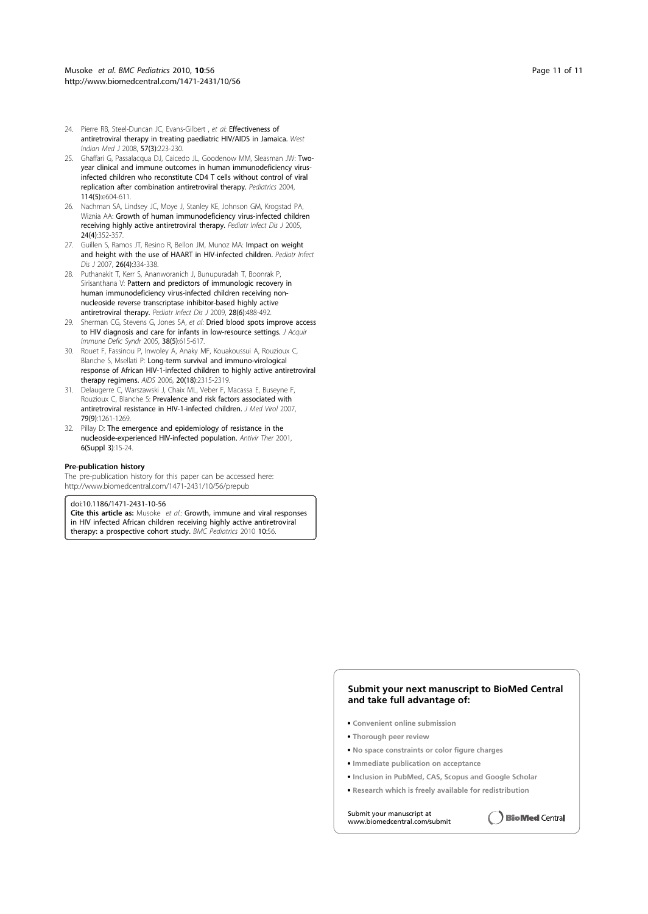24. Pierre RB, Steel-Duncan JC, Evans-Gilbert , *et al*: **Effectiveness of antiretroviral therapy in treating paediatric HIV/AIDS in Jamaica.** *West Indian Med J* 2008, **57(3)**:223-230.
25. Ghaffari G, Passalacqua DJ, Caicedo JL, Goodenow MM, Sleasman JW: **Two-year clinical and immune outcomes in human immunodeficiency virus-infected children who reconstitute CD4 T cells without control of viral replication after combination antiretroviral therapy.** *Pediatrics* 2004, **114(5)**:e604-611.
26. Nachman SA, Lindsey JC, Moye J, Stanley KE, Johnson GM, Krogstad PA, Wiznia AA: **Growth of human immunodeficiency virus-infected children receiving highly active antiretroviral therapy.** *Pediatr Infect Dis J* 2005, **24(4)**:352-357.
27. Guillen S, Ramos JT, Resino R, Bellon JM, Munoz MA: **Impact on weight and height with the use of HAART in HIV-infected children.** *Pediatr Infect Dis J* 2007, **26(4)**:334-338.
28. Puthanakit T, Kerr S, Ananworanich J, Bunupuradah T, Boonrak P, Sirisanthana V: **Pattern and predictors of immunologic recovery in human immunodeficiency virus-infected children receiving non-nucleoside reverse transcriptase inhibitor-based highly active antiretroviral therapy.** *Pediatr Infect Dis J* 2009, **28(6)**:488-492.
29. Sherman CG, Stevens G, Jones SA, *et al*: **Dried blood spots improve access to HIV diagnosis and care for infants in low-resource settings.** *J Acquir Immune Defic Syndr* 2005, **38(5)**:615-617.
30. Rouet F, Fassinou P, Inwoley A, Anaky MF, Kouakoussui A, Rouzioux C, Blanche S, Msellati P: **Long-term survival and immuno-virological response of African HIV-1-infected children to highly active antiretroviral therapy regimens.** *AIDS* 2006, **20(18)**:2315-2319.
31. Delaugerre C, Warszawski J, Chaix ML, Veber F, Macassa E, Buseyne F, Rouzioux C, Blanche S: **Prevalence and risk factors associated with antiretroviral resistance in HIV-1-infected children.** *J Med Virol* 2007, **79(9)**:1261-1269.
32. Pillay D: **The emergence and epidemiology of resistance in the nucleoside-experienced HIV-infected population.** *Antivir Ther* 2001, **6(Suppl 3)**:15-24.

**Pre-publication history**

The pre-publication history for this paper can be accessed here:
http://www.biomedcentral.com/1471-2431/10/56/prepub

doi:10.1186/1471-2431-10-56

**Cite this article as:** Musoke *et al.*: Growth, immune and viral responses in HIV infected African children receiving highly active antiretroviral therapy: a prospective cohort study. *BMC Pediatrics* 2010 **10**:56.

**Submit your next manuscript to BioMed Central and take full advantage of:**

- **Convenient online submission**
- **Thorough peer review**
- **No space constraints or color figure charges**
- **Immediate publication on acceptance**
- **Inclusion in PubMed, CAS, Scopus and Google Scholar**
- **Research which is freely available for redistribution**

Submit your manuscript at
www.biomedcentral.com/submit

BioMed Central